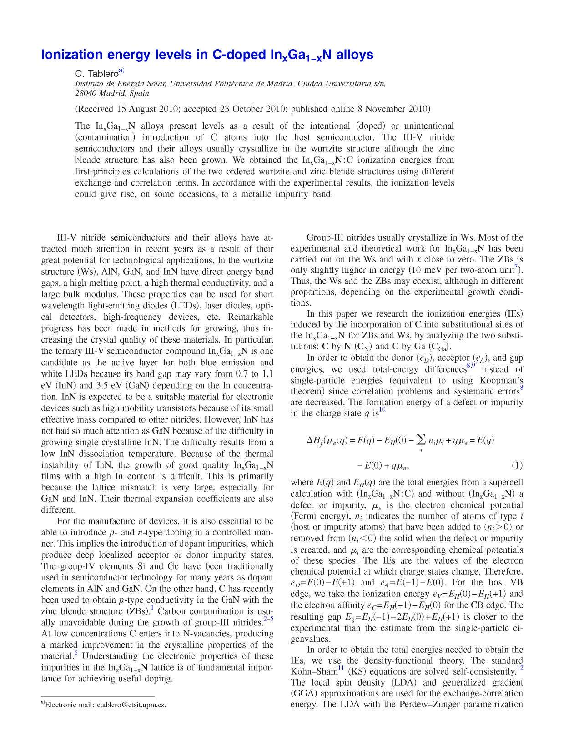# Ionization energy levels in C-doped $In_xGa_{1-x}N$ alloys

C. Tablero[a)]

*Instituto de Energía Solar, Universidad Politécnica de Madrid, Ciudad Universitaria s/n, 28040 Madrid, Spain*

(Received 15 August 2010; accepted 23 October 2010; published online 8 November 2010)

The $In_xGa_{1-x}N$ alloys present levels as a result of the intentional (doped) or unintentional (contamination) introduction of C atoms into the host semiconductor. The III-V nitride semiconductors and their alloys usually crystallize in the wurtzite structure although the zinc blende structure has also been grown. We obtained the $In_xGa_{1-x}N$:C ionization energies from first-principles calculations of the two ordered wurtzite and zinc blende structures using different exchange and correlation terms. In accordance with the experimental results, the ionization levels could give rise, on some occasions, to a metallic impurity band.

III-V nitride semiconductors and their alloys have attracted much attention in recent years as a result of their great potential for technological applications. In the wurtzite structure (Ws), AlN, GaN, and InN have direct energy band gaps, a high melting point, a high thermal conductivity, and a large bulk modulus. These properties can be used for short wavelength light-emitting diodes (LEDs), laser diodes, optical detectors, high-frequency devices, etc. Remarkable progress has been made in methods for growing, thus increasing the crystal quality of these materials. In particular, the ternary III-V semiconductor compound $In_xGa_{1-x}N$ is one candidate as the active layer for both blue emission and white LEDs because its band gap may vary from 0.7 to 1.1 eV (InN) and 3.5 eV (GaN) depending on the In concentration. InN is expected to be a suitable material for electronic devices such as high mobility transistors because of its small effective mass compared to other nitrides. However, InN has not had so much attention as GaN because of the difficulty in growing single crystalline InN. The difficulty results from a low InN dissociation temperature. Because of the thermal instability of InN, the growth of good quality $In_xGa_{1-x}N$ films with a high In content is difficult. This is primarily because the lattice mismatch is very large, especially for GaN and InN. Their thermal expansion coefficients are also different.

For the manufacture of devices, it is also essential to be able to introduce *p*- and *n*-type doping in a controlled manner. This implies the introduction of dopant impurities, which produce deep localized acceptor or donor impurity states. The group-IV elements Si and Ge have been traditionally used in semiconductor technology for many years as dopant elements in AlN and GaN. On the other hand, C has recently been used to obtain *p*-type conductivity in the GaN with the zinc blende structure (ZBs).[1] Carbon contamination is usually unavoidable during the growth of group-III nitrides.[2–5] At low concentrations C enters into N-vacancies, producing a marked improvement in the crystalline properties of the material.[6] Understanding the electronic properties of these impurities in the $In_xGa_{1-x}N$ lattice is of fundamental importance for achieving useful doping.

Group-III nitrides usually crystallize in Ws. Most of the experimental and theoretical work for $In_xGa_{1-x}N$ has been carried out on the Ws and with *x* close to zero. The ZBs is only slightly higher in energy (10 meV per two-atom unit[7]). Thus, the Ws and the ZBs may coexist, although in different proportions, depending on the experimental growth conditions.

In this paper we research the ionization energies (IEs) induced by the incorporation of C into substitutional sites of the $In_xGa_{1-x}N$ for ZBs and Ws, by analyzing the two substitutions: C by N ($C_N$) and C by Ga ($C_{Ga}$).

In order to obtain the donor ($e_D$), acceptor ($e_A$), and gap energies, we used total-energy differences[8,9] instead of single-particle energies (equivalent to using Koopman's theorem) since correlation problems and systematic errors[8] are decreased. The formation energy of a defect or impurity in the charge state *q* is[10]

$$\Delta H_f(\mu_e;q) = E(q) - E_H(0) - \sum_i n_i\mu_i + q\mu_e = E(q) - E(0) + q\mu_e, \tag{1}$$

where $E(q)$ and $E_H(q)$ are the total energies from a supercell calculation with ($In_xGa_{1-x}N$:C) and without ($In_xGa_{1-x}N$) a defect or impurity, $\mu_e$ is the electron chemical potential (Fermi energy), $n_i$ indicates the number of atoms of type *i* (host or impurity atoms) that have been added to ($n_i>0$) or removed from ($n_i<0$) the solid when the defect or impurity is created, and $\mu_i$ are the corresponding chemical potentials of these species. The IEs are the values of the electron chemical potential at which charge states change. Therefore, $e_D=E(0)-E(+1)$ and $e_A=E(-1)-E(0)$. For the host VB edge, we take the ionization energy $e_V=E_H(0)-E_H(+1)$ and the electron affinity $e_C=E_H(-1)-E_H(0)$ for the CB edge. The resulting gap $E_g=E_H(-1)-2E_H(0)+E_H(+1)$ is closer to the experimental than the estimate from the single-particle eigenvalues.

In order to obtain the total energies needed to obtain the IEs, we use the density-functional theory. The standard Kohn–Sham[11] (KS) equations are solved self-consistently.[12] The local spin density (LDA) and generalized gradient (GGA) approximations are used for the exchange-correlation energy. The LDA with the Perdew–Zunger parametrization

[a)]Electronic mail: ctablero@etsit.upm.es.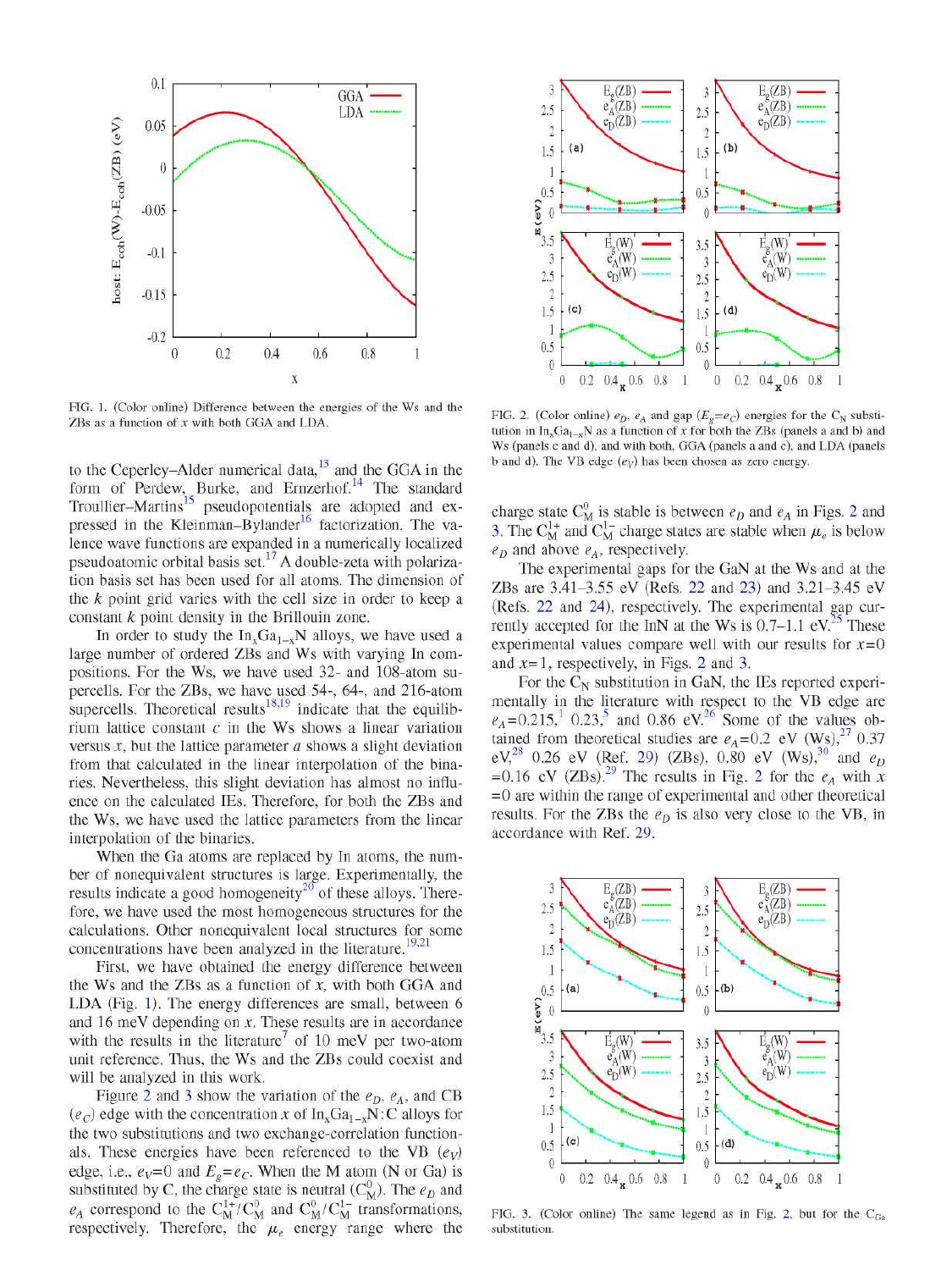FIG. 1. (Color online) Difference between the energies of the Ws and the ZBs as a function of $x$ with both GGA and LDA.

to the Ceperley–Alder numerical data,[13] and the GGA in the form of Perdew, Burke, and Ernzerhof.[14] The standard Troullier–Martins[15] pseudopotentials are adopted and expressed in the Kleinman–Bylander[16] factorization. The valence wave functions are expanded in a numerically localized pseudoatomic orbital basis set.[17] A double-zeta with polarization basis set has been used for all atoms. The dimension of the $k$ point grid varies with the cell size in order to keep a constant $k$ point density in the Brillouin zone.

In order to study the $In_xGa_{1-x}N$ alloys, we have used a large number of ordered ZBs and Ws with varying In compositions. For the Ws, we have used 32- and 108-atom supercells. For the ZBs, we have used 54-, 64-, and 216-atom supercells. Theoretical results[18,19] indicate that the equilibrium lattice constant $c$ in the Ws shows a linear variation versus $x$, but the lattice parameter $a$ shows a slight deviation from that calculated in the linear interpolation of the binaries. Nevertheless, this slight deviation has almost no influence on the calculated IEs. Therefore, for both the ZBs and the Ws, we have used the lattice parameters from the linear interpolation of the binaries.

When the Ga atoms are replaced by In atoms, the number of nonequivalent structures is large. Experimentally, the results indicate a good homogeneity[20] of these alloys. Therefore, we have used the most homogeneous structures for the calculations. Other nonequivalent local structures for some concentrations have been analyzed in the literature.[19,21]

First, we have obtained the energy difference between the Ws and the ZBs as a function of $x$, with both GGA and LDA (Fig. 1). The energy differences are small, between 6 and 16 meV depending on $x$. These results are in accordance with the results in the literature[7] of 10 meV per two-atom unit reference. Thus, the Ws and the ZBs could coexist and will be analyzed in this work.

Figure 2 and 3 show the variation of the $e_D$, $e_A$, and CB ($e_C$) edge with the concentration $x$ of $In_xGa_{1-x}N$:C alloys for the two substitutions and two exchange-correlation functionals. These energies have been referenced to the VB ($e_V$) edge, i.e., $e_V=0$ and $E_g=e_C$. When the M atom (N or Ga) is substituted by C, the charge state is neutral ($C_M^0$). The $e_D$ and $e_A$ correspond to the $C_M^{1+}/C_M^0$ and $C_M^0/C_M^{1-}$ transformations, respectively. Therefore, the $\mu_e$ energy range where the

FIG. 2. (Color online) $e_D$, $e_A$ and gap ($E_g=e_C$) energies for the $C_N$ substitution in $In_xGa_{1-x}N$ as a function of $x$ for both the ZBs (panels a and b) and Ws (panels c and d), and with both, GGA (panels a and c), and LDA (panels b and d). The VB edge ($e_V$) has been chosen as zero energy.

charge state $C_M^0$ is stable is between $e_D$ and $e_A$ in Figs. 2 and 3. The $C_M^{1+}$ and $C_M^{1-}$ charge states are stable when $\mu_e$ is below $e_D$ and above $e_A$, respectively.

The experimental gaps for the GaN at the Ws and at the ZBs are 3.41–3.55 eV (Refs. 22 and 23) and 3.21–3.45 eV (Refs. 22 and 24), respectively. The experimental gap currently accepted for the InN at the Ws is 0.7–1.1 eV.[25] These experimental values compare well with our results for $x=0$ and $x=1$, respectively, in Figs. 2 and 3.

For the $C_N$ substitution in GaN, the IEs reported experimentally in the literature with respect to the VB edge are $e_A$=0.215,[1] 0.23,[5] and 0.86 eV.[26] Some of the values obtained from theoretical studies are $e_A$=0.2 eV (Ws),[27] 0.37 eV,[28] 0.26 eV (Ref. 29) (ZBs), 0.80 eV (Ws),[30] and $e_D$ =0.16 eV (ZBs).[29] The results in Fig. 2 for the $e_A$ with $x$ =0 are within the range of experimental and other theoretical results. For the ZBs the $e_D$ is also very close to the VB, in accordance with Ref. 29.

FIG. 3. (Color online) The same legend as in Fig. 2, but for the $C_{Ga}$ substitution.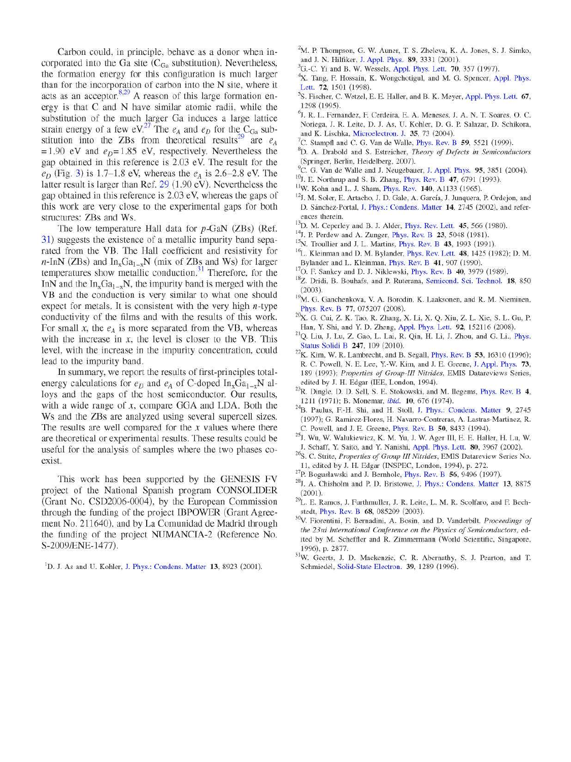Carbon could, in principle, behave as a donor when incorporated into the Ga site ($C_{Ga}$ substitution). Nevertheless, the formation energy for this configuration is much larger than for the incorporation of carbon into the N site, where it acts as an acceptor.[8,29] A reason of this large formation energy is that C and N have similar atomic radii, while the substitution of the much larger Ga induces a large lattice strain energy of a few eV.[27] The $e_A$ and $e_D$ for the $C_{Ga}$ substitution into the ZBs from theoretical results[29] are $e_A$ =1.90 eV and $e_D$=1.85 eV, respectively. Nevertheless the gap obtained in this reference is 2.03 eV. The result for the $e_D$ (Fig. 3) is 1.7–1.8 eV, whereas the $e_A$ is 2.6–2.8 eV. The latter result is larger than Ref. 29 (1.90 eV). Nevertheless the gap obtained in this reference is 2.03 eV, whereas the gaps of this work are very close to the experimental gaps for both structures: ZBs and Ws.

The low temperature Hall data for $p$-GaN (ZBs) (Ref. 31) suggests the existence of a metallic impurity band separated from the VB. The Hall coefficient and resistivity for $n$-InN (ZBs) and $In_xGa_{1-x}N$ (mix of ZBs and Ws) for larger temperatures show metallic conduction.[31] Therefore, for the InN and the $In_xGa_{1-x}N$, the impurity band is merged with the VB and the conduction is very similar to what one should expect for metals. It is consistent with the very high $n$-type conductivity of the films and with the results of this work. For small $x$, the $e_A$ is more separated from the VB, whereas with the increase in $x$, the level is closer to the VB. This level, with the increase in the impurity concentration, could lead to the impurity band.

In summary, we report the results of first-principles total-energy calculations for $e_D$ and $e_A$ of C-doped $In_xGa_{1-x}N$ alloys and the gaps of the host semiconductor. Our results, with a wide range of $x$, compare GGA and LDA. Both the Ws and the ZBs are analyzed using several supercell sizes. The results are well compared for the $x$ values where there are theoretical or experimental results. These results could be useful for the analysis of samples where the two phases coexist.

This work has been supported by the GENESIS FV project of the National Spanish program CONSOLIDER (Grant No. CSD2006-0004), by the European Commission through the funding of the project IBPOWER (Grant Agreement No. 211640), and by La Comunidad de Madrid through the funding of the project NUMANCIA-2 (Reference No. S-2009/ENE-1477).

[1] D. J. As and U. Kohler, J. Phys.: Condens. Matter **13**, 8923 (2001).

[2] M. P. Thompson, G. W. Auner, T. S. Zheleva, K. A. Jones, S. J. Simko, and J. N. Hilfiker, J. Appl. Phys. **89**, 3331 (2001).

[3] G.-C. Yi and B. W. Wessels, Appl. Phys. Lett. **70**, 357 (1997).

[4] X. Tang, F. Hossain, K. Wongchotigul, and M. G. Spencer, Appl. Phys. Lett. **72**, 1501 (1998).

[5] S. Fischer, C. Wetzel, E. E. Haller, and B. K. Meyer, Appl. Phys. Lett. **67**, 1298 (1995).

[6] J. R. L. Fernandez, F. Cerdeira, E. A. Meneses, J. A. N. T. Soares, O. C. Noriega, J. R. Leite, D. J. As, U. Kohler, D. G. P. Salazar, D. Schikora, and K. Lischka, Microelectron. J. **35**, 73 (2004).

[7] C. Stampfl and C. G. Van de Walle, Phys. Rev. B **59**, 5521 (1999).

[8] D. A. Drabold and S. Estreicher, *Theory of Defects in Semiconductors* (Springer, Berlin, Heidelberg, 2007).

[9] C. G. Van de Walle and J. Neugebauer, J. Appl. Phys. **95**, 3851 (2004).

[10] J. E. Northrup and S. B. Zhang, Phys. Rev. B **47**, 6791 (1993).

[11] W. Kohn and L. J. Sham, Phys. Rev. **140**, A1133 (1965).

[12] J. M. Soler, E. Artacho, J. D. Gale, A. García, J. Junquera, P. Ordejon, and D. Sánchez-Portal, J. Phys.: Condens. Matter **14**, 2745 (2002), and references therein.

[13] D. M. Ceperley and B. J. Alder, Phys. Rev. Lett. **45**, 566 (1980).

[14] J. P. Perdew and A. Zunger, Phys. Rev. B **23**, 5048 (1981).

[15] N. Troullier and J. L. Martins, Phys. Rev. B **43**, 1993 (1991).

[16] L. Kleinman and D. M. Bylander, Phys. Rev. Lett. **48**, 1425 (1982); D. M. Bylander and L. Kleinman, Phys. Rev. B **41**, 907 (1990).

[17] O. F. Sankey and D. J. Niklewski, Phys. Rev. B **40**, 3979 (1989).

[18] Z. Dridi, B. Bouhafs, and P. Ruterana, Semicond. Sci. Technol. **18**, 850 (2003).

[19] M. G. Ganchenkova, V. A. Borodin, K. Laaksonen, and R. M. Nieminen, Phys. Rev. B **77**, 075207 (2008).

[20] X. G. Cui, Z. K. Tao, R. Zhang, X. Li, X. Q. Xiu, Z. L. Xie, S. L. Gu, P. Han, Y. Shi, and Y. D. Zheng, Appl. Phys. Lett. **92**, 152116 (2008).

[21] Q. Liu, J. Lu, Z. Gao, L. Lai, R. Qin, H. Li, J. Zhou, and G. Li., Phys. Status Solidi B **247**, 109 (2010).

[22] K. Kim, W. R. Lambrecht, and B. Segall, Phys. Rev. B **53**, 16310 (1996); R. C. Powell, N. E. Lee, Y.-W. Kim, and J. E. Greene, J. Appl. Phys. **73**, 189 (1993); *Properties of Group-III Nitrides*, EMIS Datareviews Series, edited by J. H. Edgar (IEE, London, 1994).

[23] R. Dingle, D. D. Sell, S. E. Stokowski, and M. Ilegems, Phys. Rev. B **4**, 1211 (1971); B. Monemar, *ibid.* **10**, 676 (1974).

[24] B. Paulus, F.-H. Shi, and H. Stoll, J. Phys.: Condens. Matter **9**, 2745 (1997); G. Ramirez-Flores, H. Navarro-Contreras, A. Lastras-Martinez, R. C. Powell, and J. E. Greene, Phys. Rev. B **50**, 8433 (1994).

[25] J. Wu, W. Walukiewicz, K. M. Yu, J. W. Ager III, E. E. Haller, H. Lu, W. J. Schaff, Y. Saito, and Y. Nanishi, Appl. Phys. Lett. **80**, 3967 (2002).

[26] S. C. Stuite, *Properties of Group III Nitrides*, EMIS Datareview Series No. 11, edited by J. H. Edgar (INSPEC, London, 1994), p. 272.

[27] P. Bogusławski and J. Bernholc, Phys. Rev. B **56**, 9496 (1997).

[28] J. A. Chisholm and P. D. Bristowe, J. Phys.: Condens. Matter **13**, 8875 (2001).

[29] L. E. Ramos, J. Furthmuller, J. R. Leite, L. M. R. Scolfaro, and F. Bechstedt, Phys. Rev. B **68**, 085209 (2003).

[30] V. Fiorentini, F. Bernadini, A. Bosin, and D. Vanderbilt, *Proceedings of the 23rd International Conference on the Physics of Semiconductors*, edited by M. Scheffler and R. Zimmermann (World Scientific, Singapore, 1996), p. 2877.

[31] W. Geerts, J. D. Mackenzie, C. R. Abernathy, S. J. Pearton, and T. Schmiedel, Solid-State Electron. **39**, 1289 (1996).